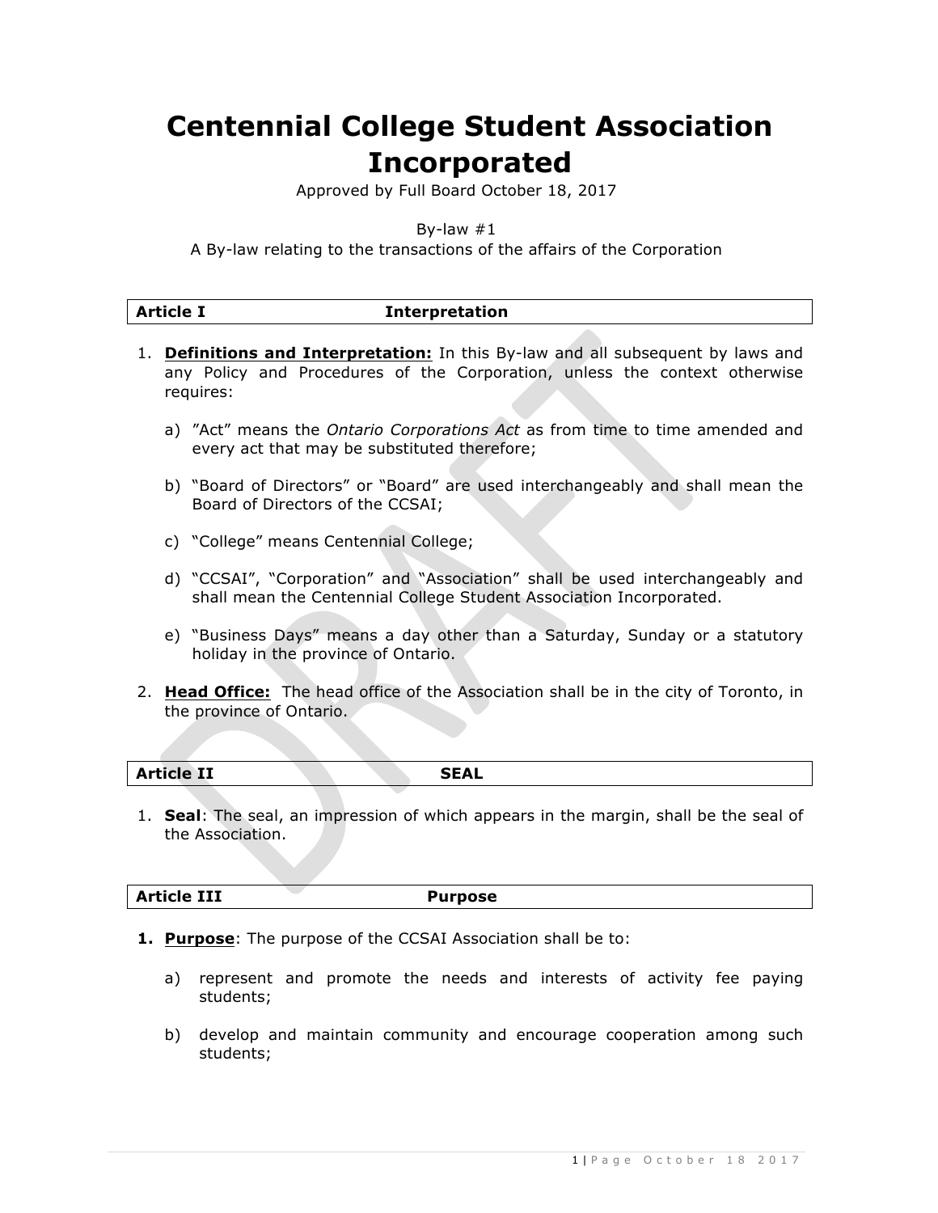# Centennial College Student Association Incorporated

Approved by Full Board October 18, 2017

By-law #1

A By-law relating to the transactions of the affairs of the Corporation

## Article I Interpretation

1. **Definitions and Interpretation:** In this By-law and all subsequent by laws and any Policy and Procedures of the Corporation, unless the context otherwise requires:

   a) "Act" means the *Ontario Corporations Act* as from time to time amended and every act that may be substituted therefore;

   b) "Board of Directors" or "Board" are used interchangeably and shall mean the Board of Directors of the CCSAI;

   c) "College" means Centennial College;

   d) "CCSAI", "Corporation" and "Association" shall be used interchangeably and shall mean the Centennial College Student Association Incorporated.

   e) "Business Days" means a day other than a Saturday, Sunday or a statutory holiday in the province of Ontario.

2. **Head Office:** The head office of the Association shall be in the city of Toronto, in the province of Ontario.

## Article II SEAL

1. **Seal**: The seal, an impression of which appears in the margin, shall be the seal of the Association.

## Article III Purpose

1. **Purpose**: The purpose of the CCSAI Association shall be to:

   a) represent and promote the needs and interests of activity fee paying students;

   b) develop and maintain community and encourage cooperation among such students;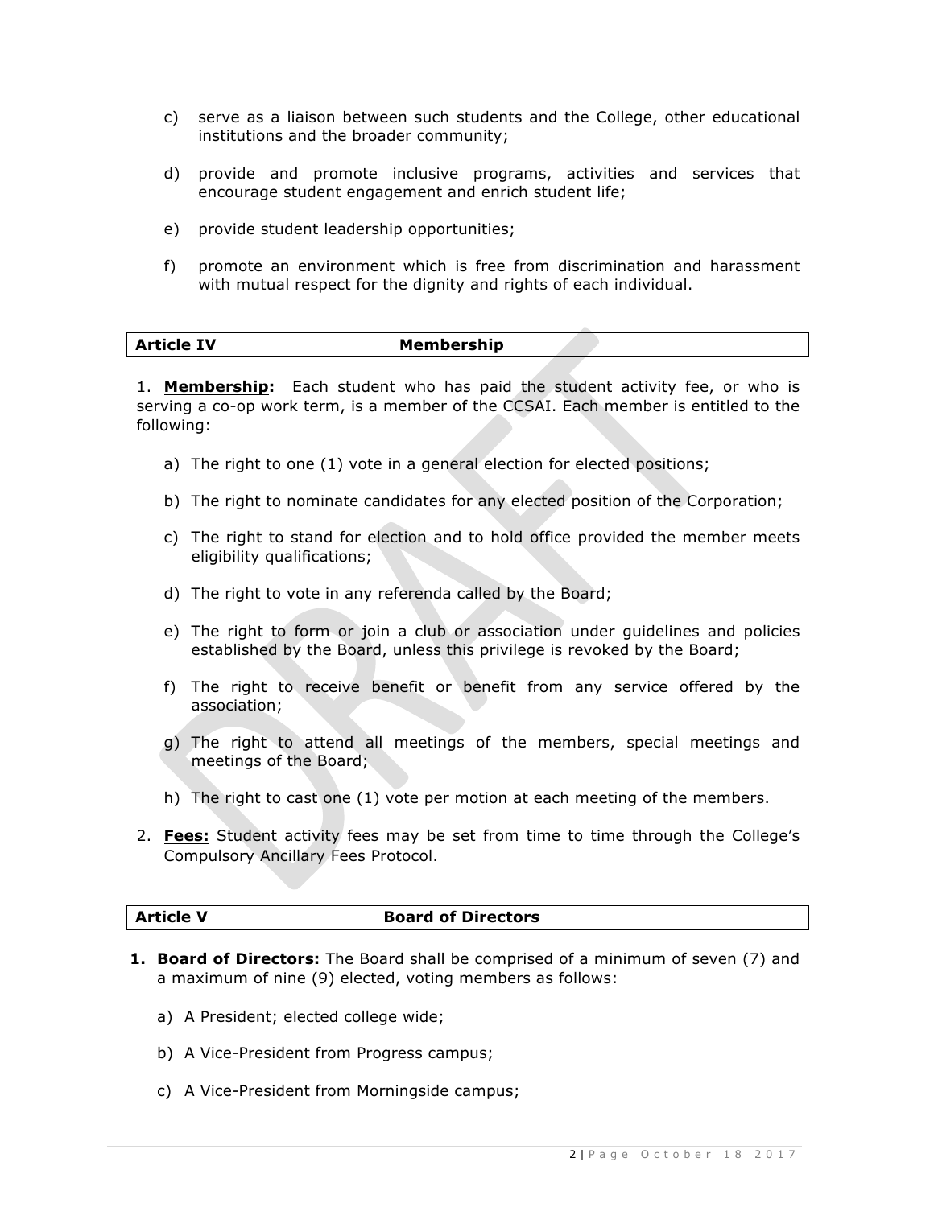c) serve as a liaison between such students and the College, other educational institutions and the broader community;

d) provide and promote inclusive programs, activities and services that encourage student engagement and enrich student life;

e) provide student leadership opportunities;

f) promote an environment which is free from discrimination and harassment with mutual respect for the dignity and rights of each individual.

## Article IV Membership

1. **Membership:** Each student who has paid the student activity fee, or who is serving a co-op work term, is a member of the CCSAI. Each member is entitled to the following:

   a) The right to one (1) vote in a general election for elected positions;

   b) The right to nominate candidates for any elected position of the Corporation;

   c) The right to stand for election and to hold office provided the member meets eligibility qualifications;

   d) The right to vote in any referenda called by the Board;

   e) The right to form or join a club or association under guidelines and policies established by the Board, unless this privilege is revoked by the Board;

   f) The right to receive benefit or benefit from any service offered by the association;

   g) The right to attend all meetings of the members, special meetings and meetings of the Board;

   h) The right to cast one (1) vote per motion at each meeting of the members.

2. **Fees:** Student activity fees may be set from time to time through the College's Compulsory Ancillary Fees Protocol.

## Article V Board of Directors

1. **Board of Directors:** The Board shall be comprised of a minimum of seven (7) and a maximum of nine (9) elected, voting members as follows:

   a) A President; elected college wide;

   b) A Vice-President from Progress campus;

   c) A Vice-President from Morningside campus;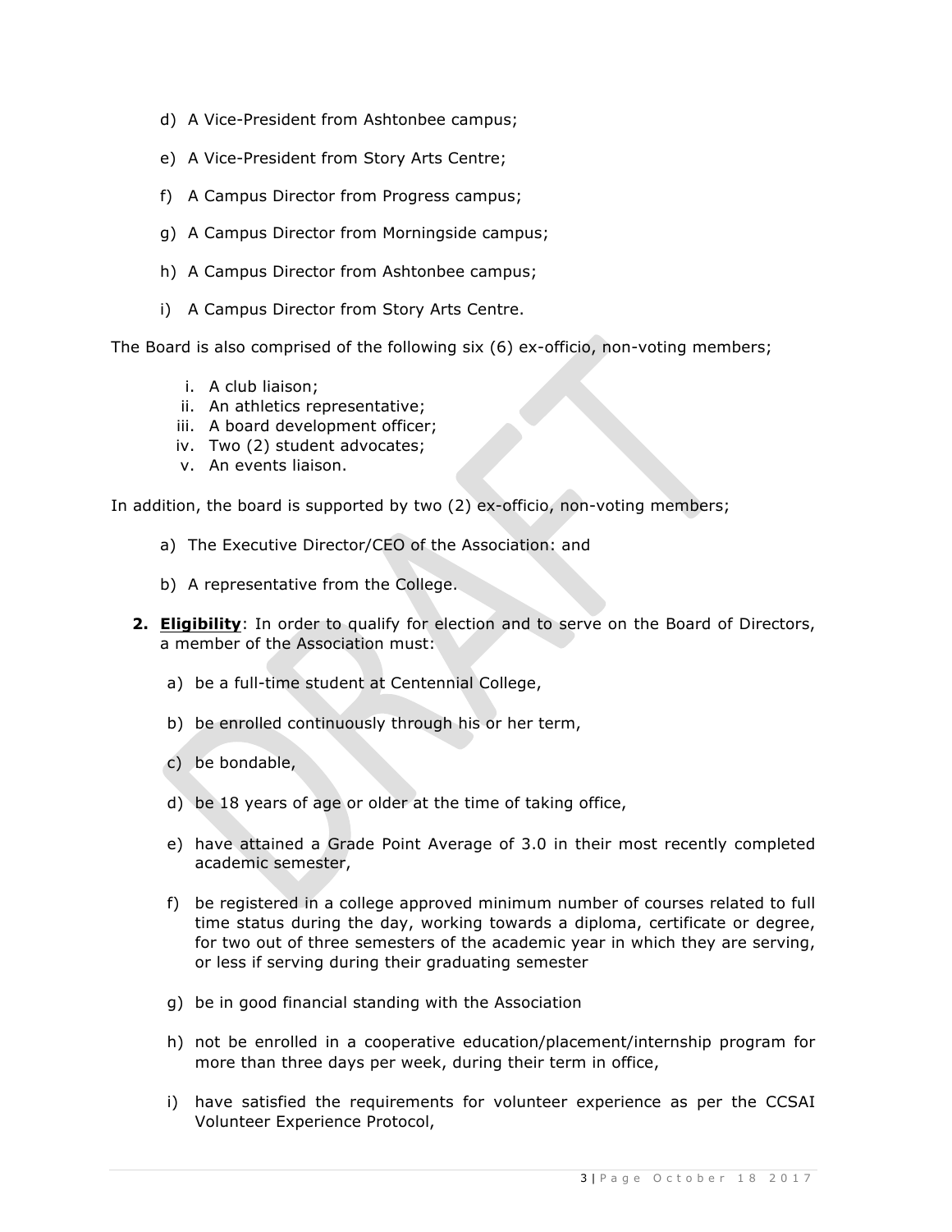d) A Vice-President from Ashtonbee campus;

e) A Vice-President from Story Arts Centre;

f) A Campus Director from Progress campus;

g) A Campus Director from Morningside campus;

h) A Campus Director from Ashtonbee campus;

i) A Campus Director from Story Arts Centre.

The Board is also comprised of the following six (6) ex-officio, non-voting members;

i. A club liaison;
ii. An athletics representative;
iii. A board development officer;
iv. Two (2) student advocates;
v. An events liaison.

In addition, the board is supported by two (2) ex-officio, non-voting members;

a) The Executive Director/CEO of the Association: and

b) A representative from the College.

2. **Eligibility**: In order to qualify for election and to serve on the Board of Directors, a member of the Association must:

a) be a full-time student at Centennial College,

b) be enrolled continuously through his or her term,

c) be bondable,

d) be 18 years of age or older at the time of taking office,

e) have attained a Grade Point Average of 3.0 in their most recently completed academic semester,

f) be registered in a college approved minimum number of courses related to full time status during the day, working towards a diploma, certificate or degree, for two out of three semesters of the academic year in which they are serving, or less if serving during their graduating semester

g) be in good financial standing with the Association

h) not be enrolled in a cooperative education/placement/internship program for more than three days per week, during their term in office,

i) have satisfied the requirements for volunteer experience as per the CCSAI Volunteer Experience Protocol,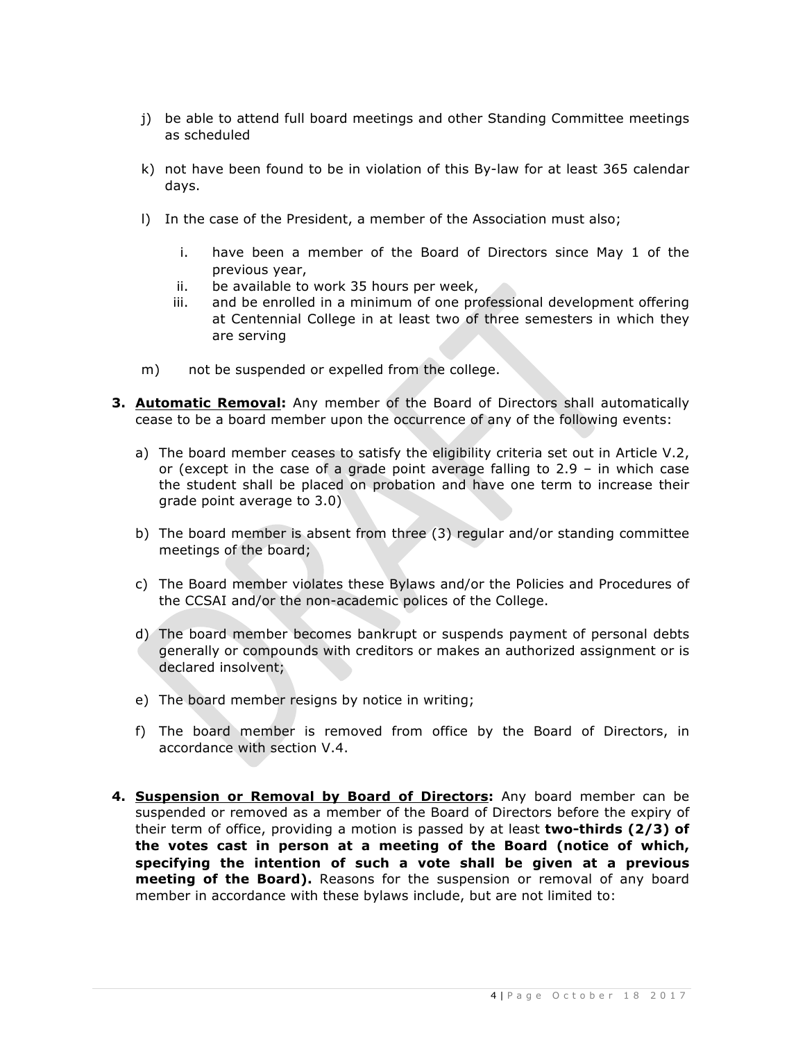j) be able to attend full board meetings and other Standing Committee meetings as scheduled

k) not have been found to be in violation of this By-law for at least 365 calendar days.

l) In the case of the President, a member of the Association must also;

    i. have been a member of the Board of Directors since May 1 of the previous year,
    ii. be available to work 35 hours per week,
    iii. and be enrolled in a minimum of one professional development offering at Centennial College in at least two of three semesters in which they are serving

m) not be suspended or expelled from the college.

**3. <u>Automatic Removal</u>:** Any member of the Board of Directors shall automatically cease to be a board member upon the occurrence of any of the following events:

a) The board member ceases to satisfy the eligibility criteria set out in Article V.2, or (except in the case of a grade point average falling to 2.9 – in which case the student shall be placed on probation and have one term to increase their grade point average to 3.0)

b) The board member is absent from three (3) regular and/or standing committee meetings of the board;

c) The Board member violates these Bylaws and/or the Policies and Procedures of the CCSAI and/or the non-academic polices of the College.

d) The board member becomes bankrupt or suspends payment of personal debts generally or compounds with creditors or makes an authorized assignment or is declared insolvent;

e) The board member resigns by notice in writing;

f) The board member is removed from office by the Board of Directors, in accordance with section V.4.

**4. <u>Suspension or Removal by Board of Directors</u>:** Any board member can be suspended or removed as a member of the Board of Directors before the expiry of their term of office, providing a motion is passed by at least **two-thirds (2/3) of the votes cast in person at a meeting of the Board (notice of which, specifying the intention of such a vote shall be given at a previous meeting of the Board).** Reasons for the suspension or removal of any board member in accordance with these bylaws include, but are not limited to: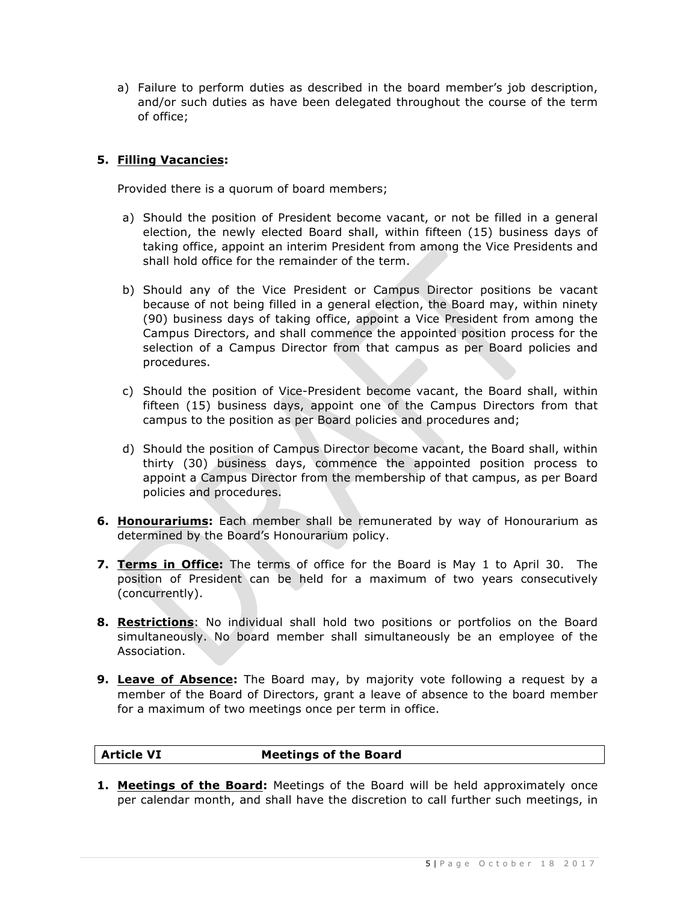a) Failure to perform duties as described in the board member's job description, and/or such duties as have been delegated throughout the course of the term of office;

**5. <u>Filling Vacancies</u>:**

Provided there is a quorum of board members;

a) Should the position of President become vacant, or not be filled in a general election, the newly elected Board shall, within fifteen (15) business days of taking office, appoint an interim President from among the Vice Presidents and shall hold office for the remainder of the term.

b) Should any of the Vice President or Campus Director positions be vacant because of not being filled in a general election, the Board may, within ninety (90) business days of taking office, appoint a Vice President from among the Campus Directors, and shall commence the appointed position process for the selection of a Campus Director from that campus as per Board policies and procedures.

c) Should the position of Vice-President become vacant, the Board shall, within fifteen (15) business days, appoint one of the Campus Directors from that campus to the position as per Board policies and procedures and;

d) Should the position of Campus Director become vacant, the Board shall, within thirty (30) business days, commence the appointed position process to appoint a Campus Director from the membership of that campus, as per Board policies and procedures.

**6. <u>Honourariums</u>:** Each member shall be remunerated by way of Honourarium as determined by the Board's Honourarium policy.

**7. <u>Terms in Office</u>:** The terms of office for the Board is May 1 to April 30. The position of President can be held for a maximum of two years consecutively (concurrently).

**8. <u>Restrictions</u>**: No individual shall hold two positions or portfolios on the Board simultaneously. No board member shall simultaneously be an employee of the Association.

**9. <u>Leave of Absence</u>:** The Board may, by majority vote following a request by a member of the Board of Directors, grant a leave of absence to the board member for a maximum of two meetings once per term in office.

## Article VI Meetings of the Board

**1. <u>Meetings of the Board</u>:** Meetings of the Board will be held approximately once per calendar month, and shall have the discretion to call further such meetings, in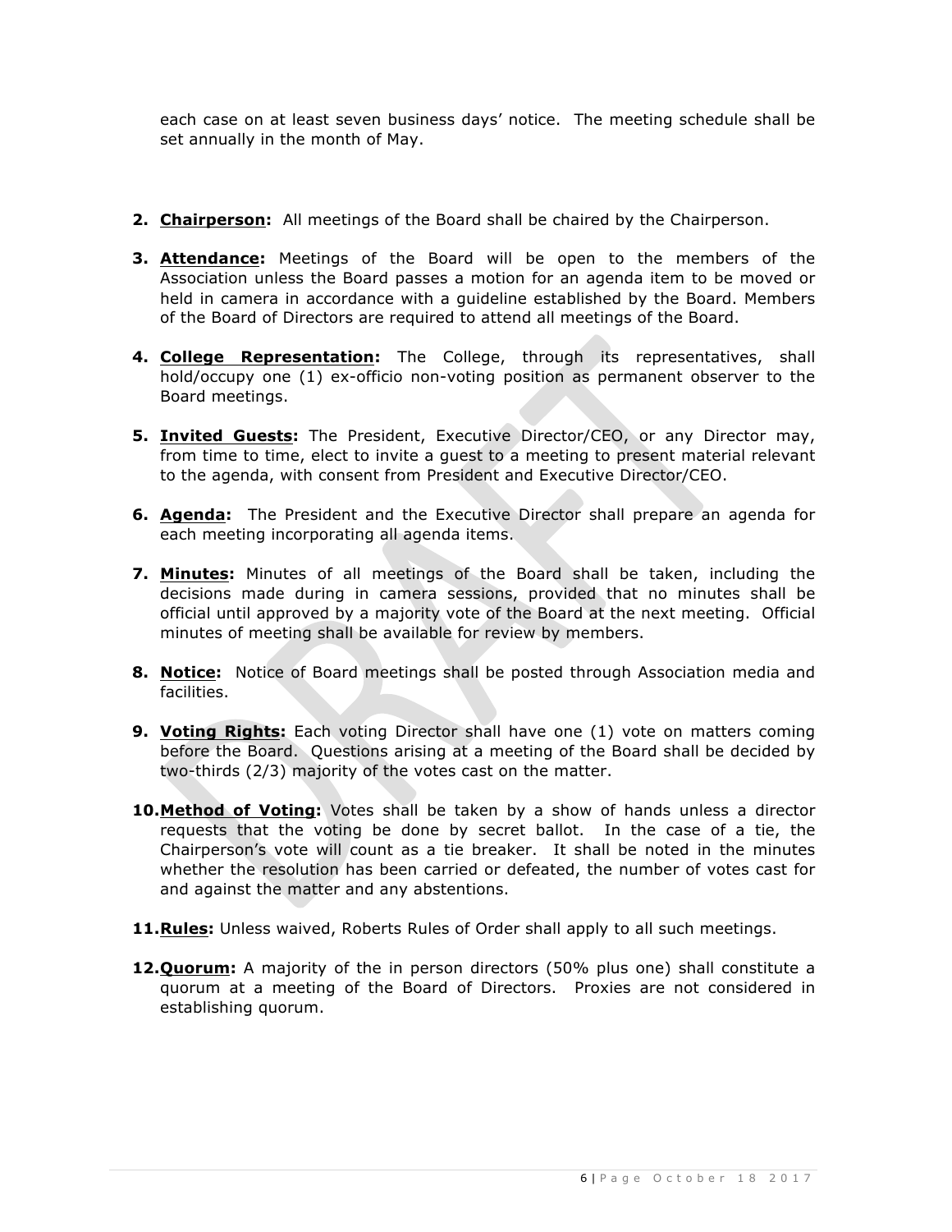each case on at least seven business days' notice. The meeting schedule shall be set annually in the month of May.

2. **Chairperson:** All meetings of the Board shall be chaired by the Chairperson.

3. **Attendance:** Meetings of the Board will be open to the members of the Association unless the Board passes a motion for an agenda item to be moved or held in camera in accordance with a guideline established by the Board. Members of the Board of Directors are required to attend all meetings of the Board.

4. **College Representation:** The College, through its representatives, shall hold/occupy one (1) ex-officio non-voting position as permanent observer to the Board meetings.

5. **Invited Guests:** The President, Executive Director/CEO, or any Director may, from time to time, elect to invite a guest to a meeting to present material relevant to the agenda, with consent from President and Executive Director/CEO.

6. **Agenda:** The President and the Executive Director shall prepare an agenda for each meeting incorporating all agenda items.

7. **Minutes:** Minutes of all meetings of the Board shall be taken, including the decisions made during in camera sessions, provided that no minutes shall be official until approved by a majority vote of the Board at the next meeting. Official minutes of meeting shall be available for review by members.

8. **Notice:** Notice of Board meetings shall be posted through Association media and facilities.

9. **Voting Rights:** Each voting Director shall have one (1) vote on matters coming before the Board. Questions arising at a meeting of the Board shall be decided by two-thirds (2/3) majority of the votes cast on the matter.

10. **Method of Voting:** Votes shall be taken by a show of hands unless a director requests that the voting be done by secret ballot. In the case of a tie, the Chairperson's vote will count as a tie breaker. It shall be noted in the minutes whether the resolution has been carried or defeated, the number of votes cast for and against the matter and any abstentions.

11. **Rules:** Unless waived, Roberts Rules of Order shall apply to all such meetings.

12. **Quorum:** A majority of the in person directors (50% plus one) shall constitute a quorum at a meeting of the Board of Directors. Proxies are not considered in establishing quorum.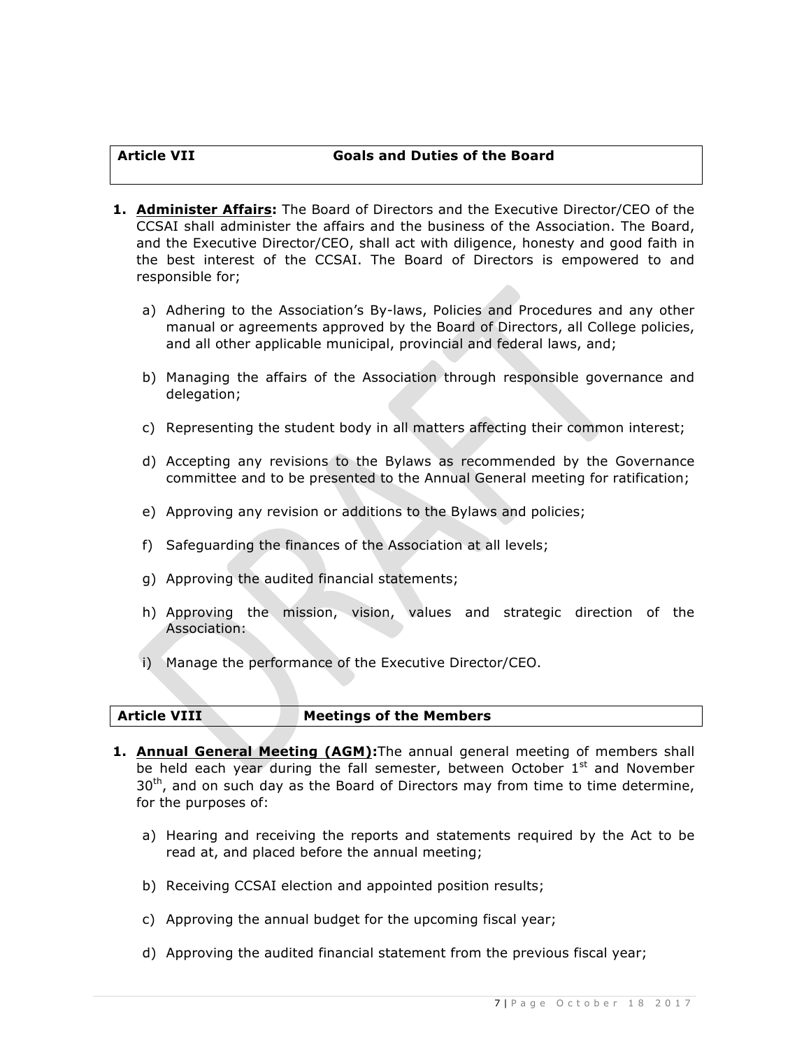## Article VII Goals and Duties of the Board

1. **Administer Affairs:** The Board of Directors and the Executive Director/CEO of the CCSAI shall administer the affairs and the business of the Association. The Board, and the Executive Director/CEO, shall act with diligence, honesty and good faith in the best interest of the CCSAI. The Board of Directors is empowered to and responsible for;

   a) Adhering to the Association's By-laws, Policies and Procedures and any other manual or agreements approved by the Board of Directors, all College policies, and all other applicable municipal, provincial and federal laws, and;

   b) Managing the affairs of the Association through responsible governance and delegation;

   c) Representing the student body in all matters affecting their common interest;

   d) Accepting any revisions to the Bylaws as recommended by the Governance committee and to be presented to the Annual General meeting for ratification;

   e) Approving any revision or additions to the Bylaws and policies;

   f) Safeguarding the finances of the Association at all levels;

   g) Approving the audited financial statements;

   h) Approving the mission, vision, values and strategic direction of the Association:

   i) Manage the performance of the Executive Director/CEO.

## Article VIII Meetings of the Members

1. **Annual General Meeting (AGM):** The annual general meeting of members shall be held each year during the fall semester, between October 1st and November 30th, and on such day as the Board of Directors may from time to time determine, for the purposes of:

   a) Hearing and receiving the reports and statements required by the Act to be read at, and placed before the annual meeting;

   b) Receiving CCSAI election and appointed position results;

   c) Approving the annual budget for the upcoming fiscal year;

   d) Approving the audited financial statement from the previous fiscal year;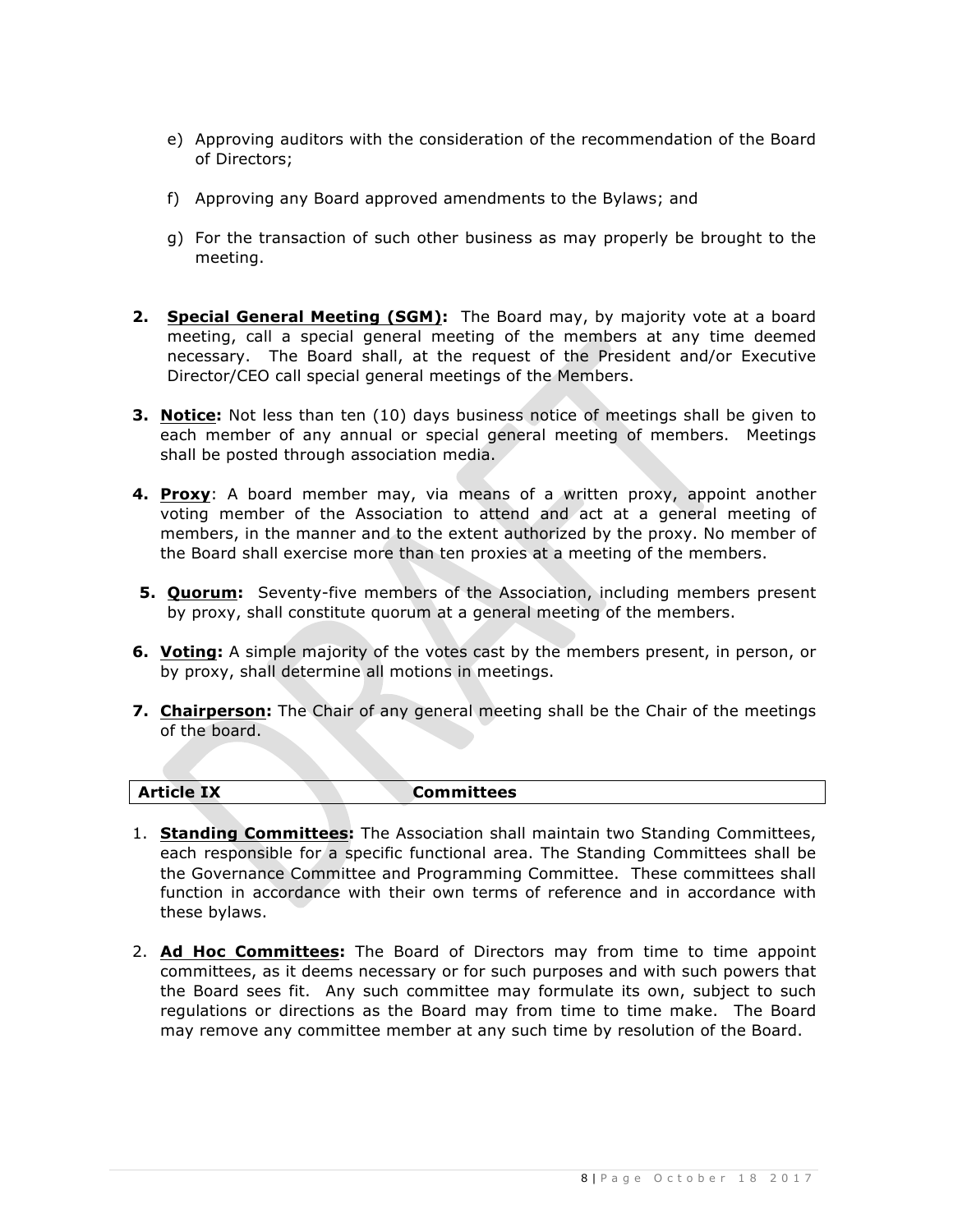e) Approving auditors with the consideration of the recommendation of the Board of Directors;

f) Approving any Board approved amendments to the Bylaws; and

g) For the transaction of such other business as may properly be brought to the meeting.

**2. Special General Meeting (SGM):** The Board may, by majority vote at a board meeting, call a special general meeting of the members at any time deemed necessary. The Board shall, at the request of the President and/or Executive Director/CEO call special general meetings of the Members.

**3. Notice:** Not less than ten (10) days business notice of meetings shall be given to each member of any annual or special general meeting of members. Meetings shall be posted through association media.

**4. Proxy**: A board member may, via means of a written proxy, appoint another voting member of the Association to attend and act at a general meeting of members, in the manner and to the extent authorized by the proxy. No member of the Board shall exercise more than ten proxies at a meeting of the members.

**5. Quorum:** Seventy-five members of the Association, including members present by proxy, shall constitute quorum at a general meeting of the members.

**6. Voting:** A simple majority of the votes cast by the members present, in person, or by proxy, shall determine all motions in meetings.

**7. Chairperson:** The Chair of any general meeting shall be the Chair of the meetings of the board.

## Article IX — Committees

1. **Standing Committees:** The Association shall maintain two Standing Committees, each responsible for a specific functional area. The Standing Committees shall be the Governance Committee and Programming Committee. These committees shall function in accordance with their own terms of reference and in accordance with these bylaws.

2. **Ad Hoc Committees:** The Board of Directors may from time to time appoint committees, as it deems necessary or for such purposes and with such powers that the Board sees fit. Any such committee may formulate its own, subject to such regulations or directions as the Board may from time to time make. The Board may remove any committee member at any such time by resolution of the Board.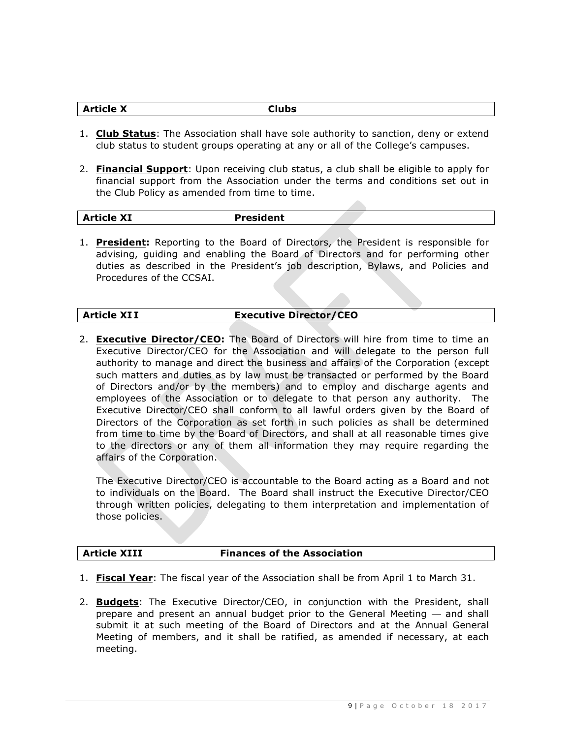## Article X Clubs

1. **Club Status**: The Association shall have sole authority to sanction, deny or extend club status to student groups operating at any or all of the College's campuses.

2. **Financial Support**: Upon receiving club status, a club shall be eligible to apply for financial support from the Association under the terms and conditions set out in the Club Policy as amended from time to time.

## Article XI President

1. **President:** Reporting to the Board of Directors, the President is responsible for advising, guiding and enabling the Board of Directors and for performing other duties as described in the President's job description, Bylaws, and Policies and Procedures of the CCSAI.

## Article XI I Executive Director/CEO

2. **Executive Director/CEO:** The Board of Directors will hire from time to time an Executive Director/CEO for the Association and will delegate to the person full authority to manage and direct the business and affairs of the Corporation (except such matters and duties as by law must be transacted or performed by the Board of Directors and/or by the members) and to employ and discharge agents and employees of the Association or to delegate to that person any authority. The Executive Director/CEO shall conform to all lawful orders given by the Board of Directors of the Corporation as set forth in such policies as shall be determined from time to time by the Board of Directors, and shall at all reasonable times give to the directors or any of them all information they may require regarding the affairs of the Corporation.

   The Executive Director/CEO is accountable to the Board acting as a Board and not to individuals on the Board. The Board shall instruct the Executive Director/CEO through written policies, delegating to them interpretation and implementation of those policies.

## Article XIII Finances of the Association

1. **Fiscal Year**: The fiscal year of the Association shall be from April 1 to March 31.

2. **Budgets**: The Executive Director/CEO, in conjunction with the President, shall prepare and present an annual budget prior to the General Meeting — and shall submit it at such meeting of the Board of Directors and at the Annual General Meeting of members, and it shall be ratified, as amended if necessary, at each meeting.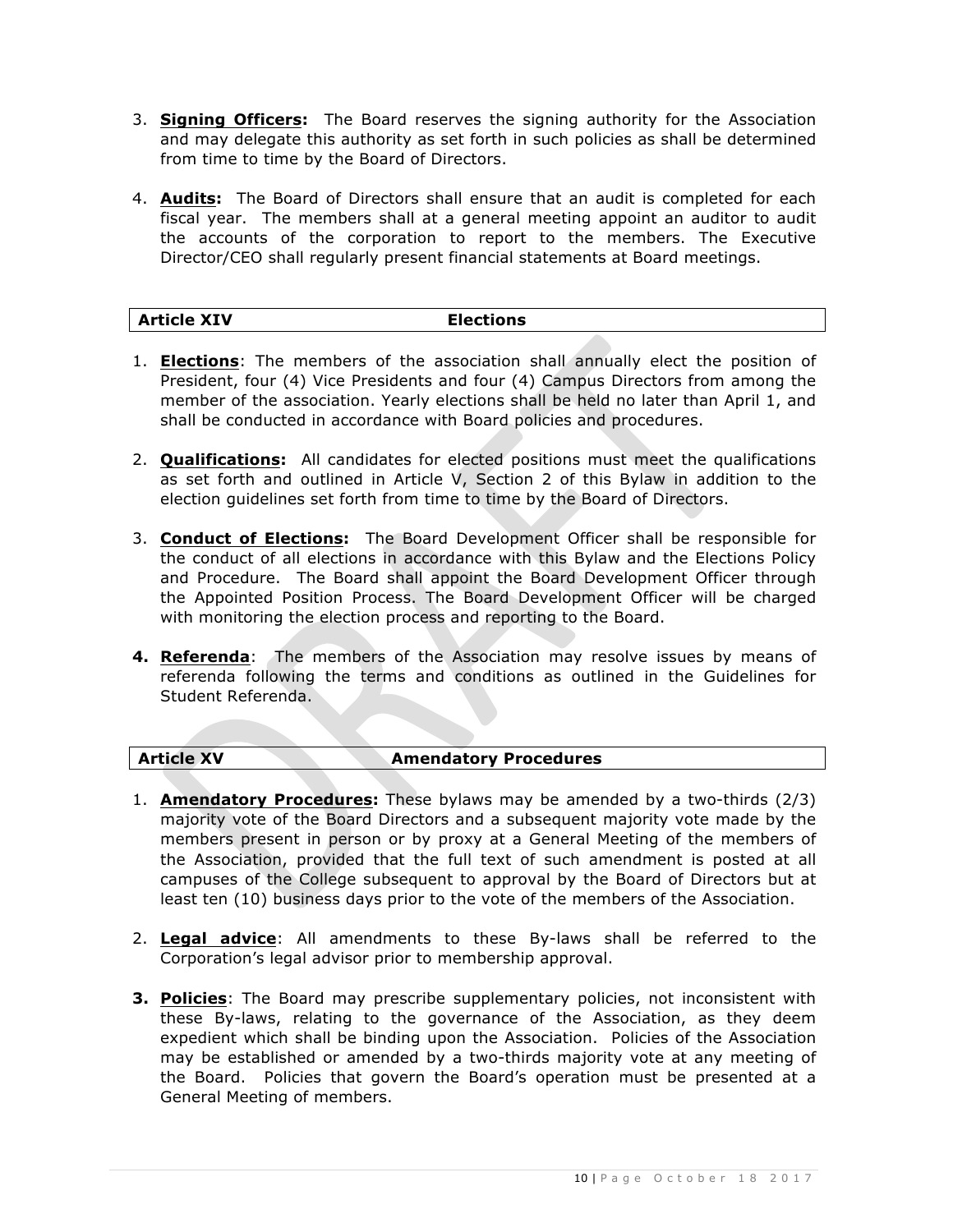3. **Signing Officers:** The Board reserves the signing authority for the Association and may delegate this authority as set forth in such policies as shall be determined from time to time by the Board of Directors.

4. **Audits:** The Board of Directors shall ensure that an audit is completed for each fiscal year. The members shall at a general meeting appoint an auditor to audit the accounts of the corporation to report to the members. The Executive Director/CEO shall regularly present financial statements at Board meetings.

## Article XIV — Elections

1. **Elections**: The members of the association shall annually elect the position of President, four (4) Vice Presidents and four (4) Campus Directors from among the member of the association. Yearly elections shall be held no later than April 1, and shall be conducted in accordance with Board policies and procedures.

2. **Qualifications:** All candidates for elected positions must meet the qualifications as set forth and outlined in Article V, Section 2 of this Bylaw in addition to the election guidelines set forth from time to time by the Board of Directors.

3. **Conduct of Elections:** The Board Development Officer shall be responsible for the conduct of all elections in accordance with this Bylaw and the Elections Policy and Procedure. The Board shall appoint the Board Development Officer through the Appointed Position Process. The Board Development Officer will be charged with monitoring the election process and reporting to the Board.

4. **Referenda**: The members of the Association may resolve issues by means of referenda following the terms and conditions as outlined in the Guidelines for Student Referenda.

## Article XV — Amendatory Procedures

1. **Amendatory Procedures:** These bylaws may be amended by a two-thirds (2/3) majority vote of the Board Directors and a subsequent majority vote made by the members present in person or by proxy at a General Meeting of the members of the Association, provided that the full text of such amendment is posted at all campuses of the College subsequent to approval by the Board of Directors but at least ten (10) business days prior to the vote of the members of the Association.

2. **Legal advice**: All amendments to these By-laws shall be referred to the Corporation's legal advisor prior to membership approval.

3. **Policies**: The Board may prescribe supplementary policies, not inconsistent with these By-laws, relating to the governance of the Association, as they deem expedient which shall be binding upon the Association. Policies of the Association may be established or amended by a two-thirds majority vote at any meeting of the Board. Policies that govern the Board's operation must be presented at a General Meeting of members.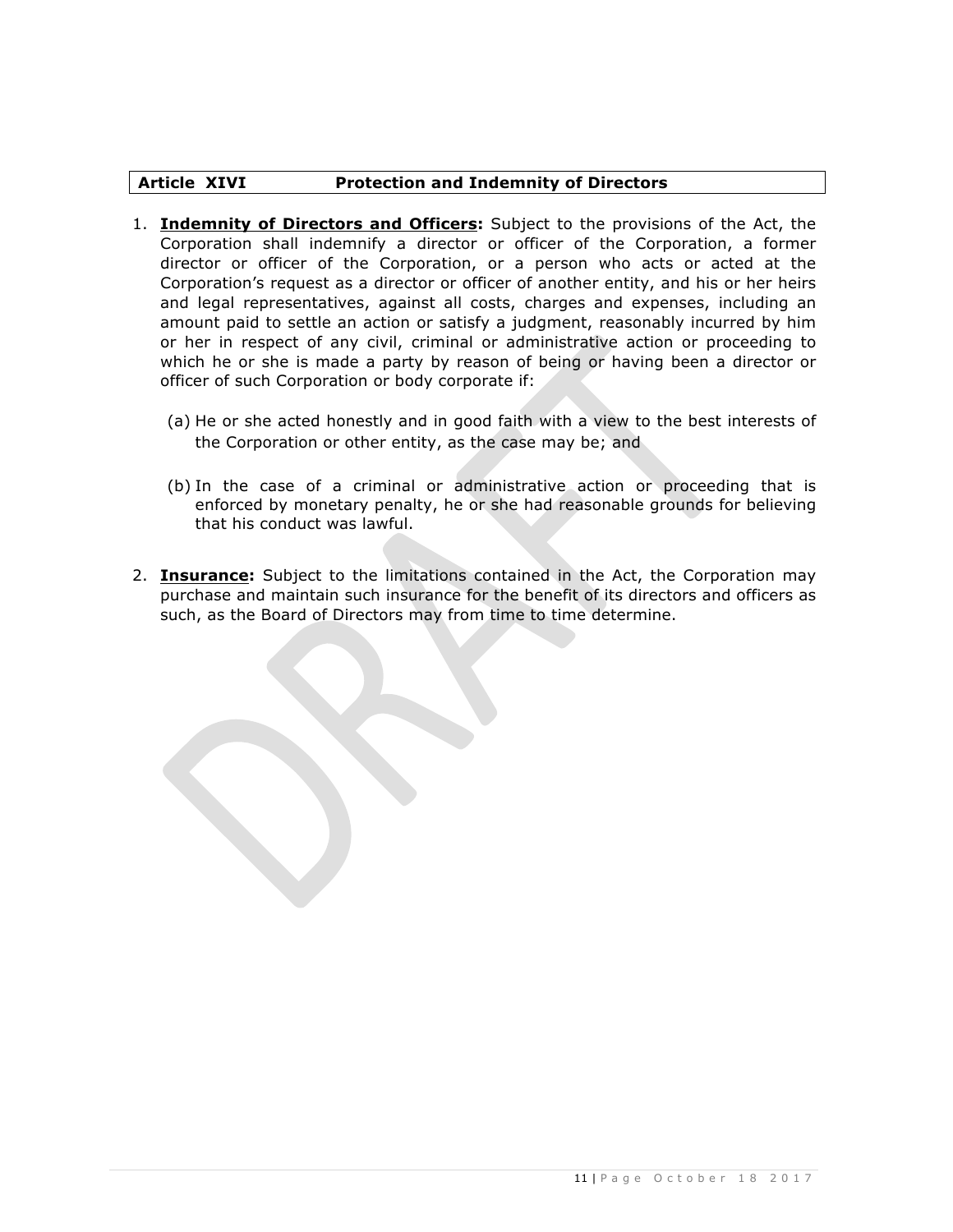## Article XIVI Protection and Indemnity of Directors

1. **Indemnity of Directors and Officers:** Subject to the provisions of the Act, the Corporation shall indemnify a director or officer of the Corporation, a former director or officer of the Corporation, or a person who acts or acted at the Corporation's request as a director or officer of another entity, and his or her heirs and legal representatives, against all costs, charges and expenses, including an amount paid to settle an action or satisfy a judgment, reasonably incurred by him or her in respect of any civil, criminal or administrative action or proceeding to which he or she is made a party by reason of being or having been a director or officer of such Corporation or body corporate if:

   (a) He or she acted honestly and in good faith with a view to the best interests of the Corporation or other entity, as the case may be; and

   (b) In the case of a criminal or administrative action or proceeding that is enforced by monetary penalty, he or she had reasonable grounds for believing that his conduct was lawful.

2. **Insurance:** Subject to the limitations contained in the Act, the Corporation may purchase and maintain such insurance for the benefit of its directors and officers as such, as the Board of Directors may from time to time determine.